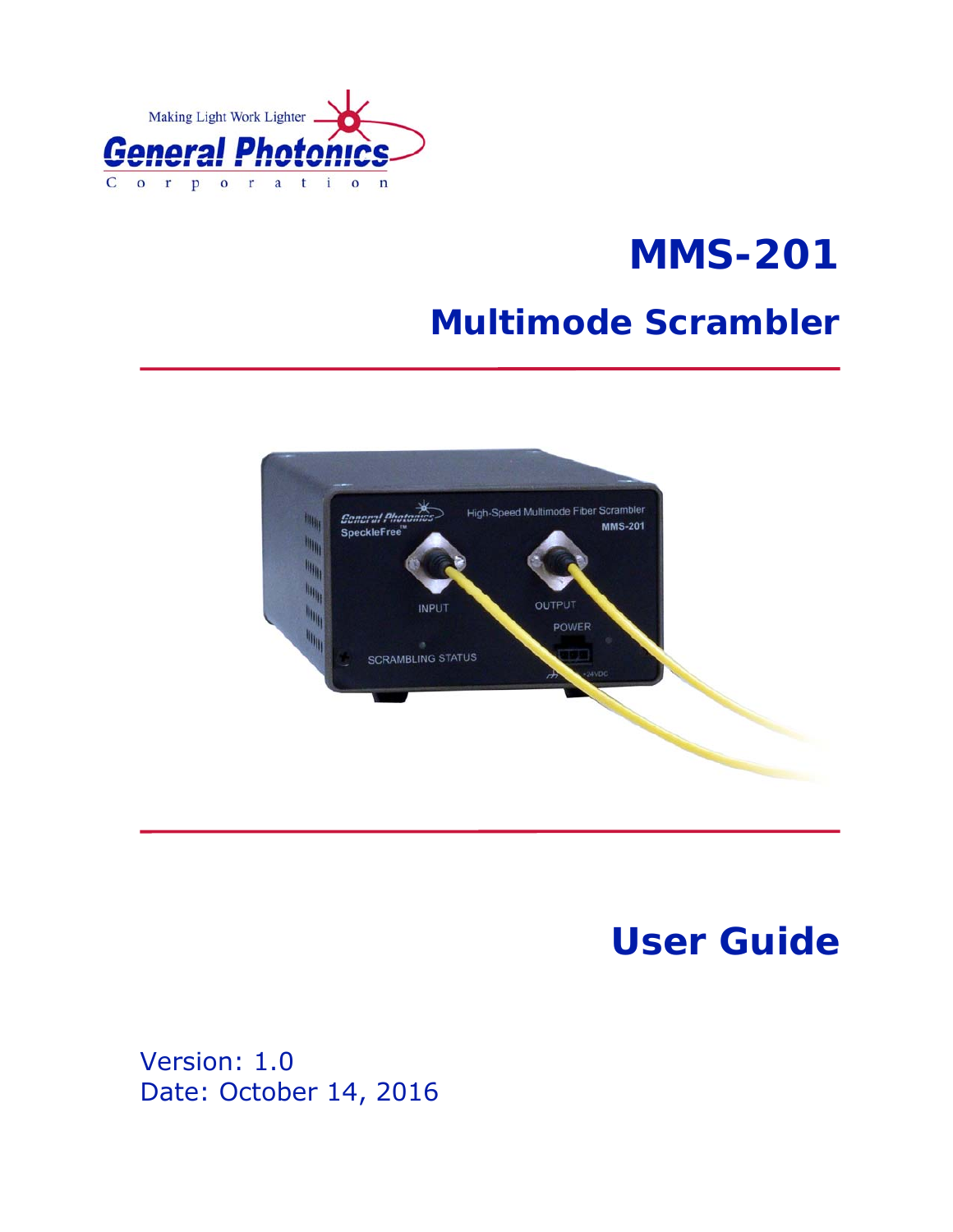Making Light Work Lighter

General Photonics

Corporation

# MMS-201

## Multimode Scrambler

# User Guide

Version: 1.0
Date: October 14, 2016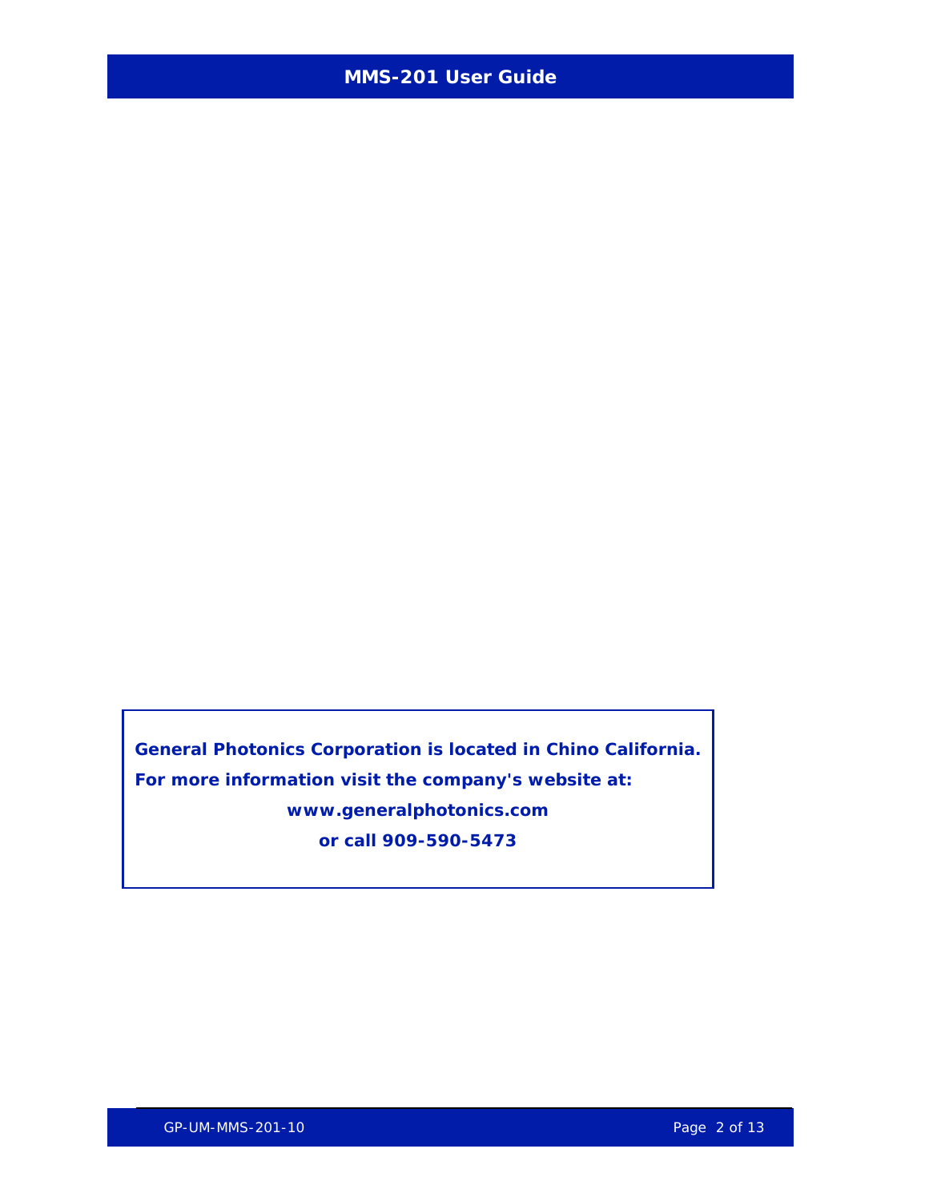**General Photonics Corporation is located in Chino California.**

**For more information visit the company's website at:**

**www.generalphotonics.com**

**or call 909-590-5473**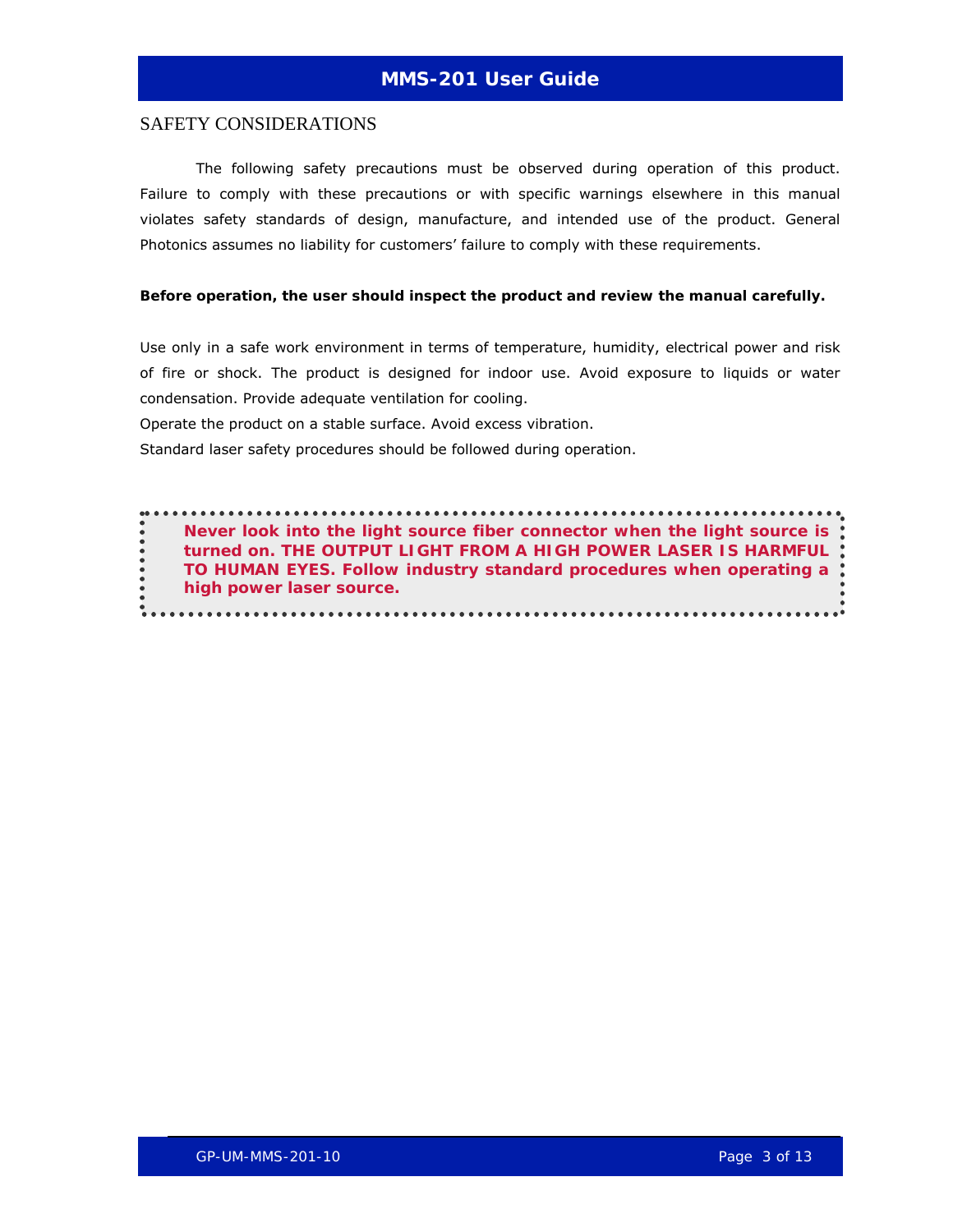## SAFETY CONSIDERATIONS

The following safety precautions must be observed during operation of this product. Failure to comply with these precautions or with specific warnings elsewhere in this manual violates safety standards of design, manufacture, and intended use of the product. General Photonics assumes no liability for customers' failure to comply with these requirements.

**Before operation, the user should inspect the product and review the manual carefully.**

Use only in a safe work environment in terms of temperature, humidity, electrical power and risk of fire or shock. The product is designed for indoor use. Avoid exposure to liquids or water condensation. Provide adequate ventilation for cooling.

Operate the product on a stable surface. Avoid excess vibration.

Standard laser safety procedures should be followed during operation.

> **Never look into the light source fiber connector when the light source is turned on. THE OUTPUT LIGHT FROM A HIGH POWER LASER IS HARMFUL TO HUMAN EYES. Follow industry standard procedures when operating a high power laser source.**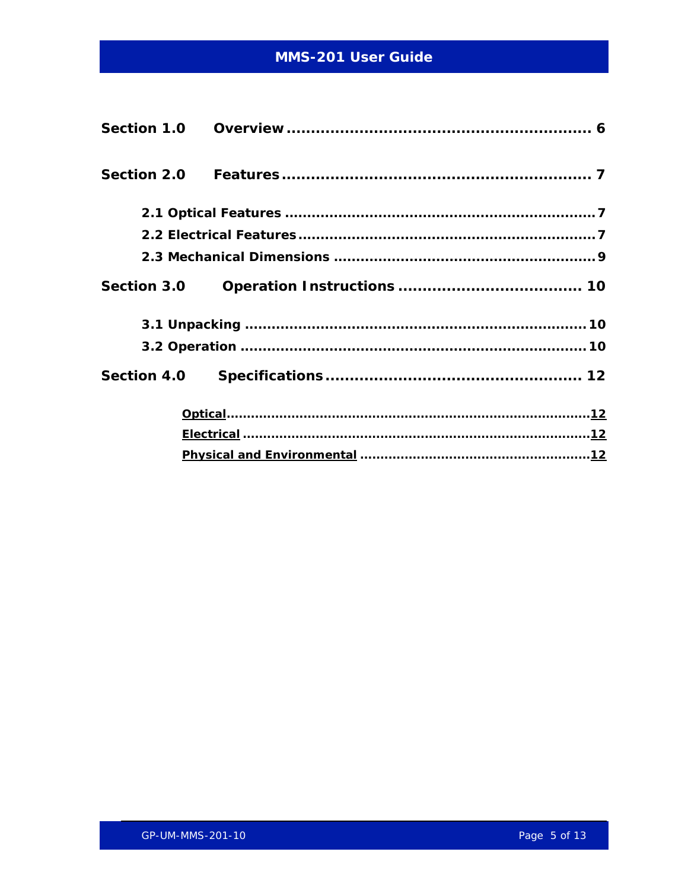**Section 1.0 Overview ........................................................... 6**

**Section 2.0 Features ........................................................... 7**

**2.1 Optical Features ........................................................... 7**
**2.2 Electrical Features ........................................................... 7**
**2.3 Mechanical Dimensions ........................................................... 9**

**Section 3.0 Operation Instructions ........................................................... 10**

**3.1 Unpacking ........................................................... 10**
**3.2 Operation ........................................................... 10**

**Section 4.0 Specifications ........................................................... 12**

**Optical ........................................................... 12**
**Electrical ........................................................... 12**
**Physical and Environmental ........................................................... 12**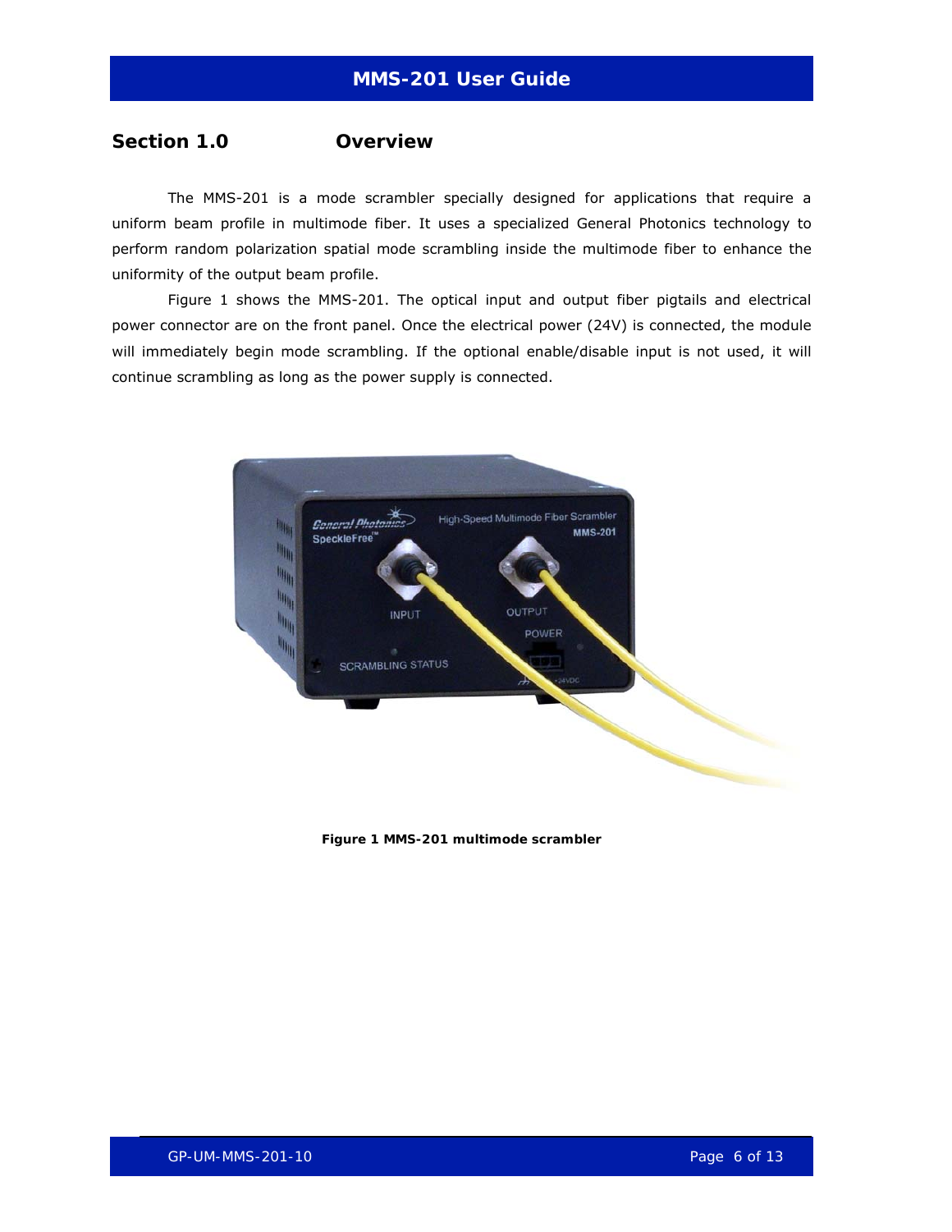## Section 1.0 Overview

The MMS-201 is a mode scrambler specially designed for applications that require a uniform beam profile in multimode fiber. It uses a specialized General Photonics technology to perform random polarization spatial mode scrambling inside the multimode fiber to enhance the uniformity of the output beam profile.

Figure 1 shows the MMS-201. The optical input and output fiber pigtails and electrical power connector are on the front panel. Once the electrical power (24V) is connected, the module will immediately begin mode scrambling. If the optional enable/disable input is not used, it will continue scrambling as long as the power supply is connected.

**Figure 1 MMS-201 multimode scrambler**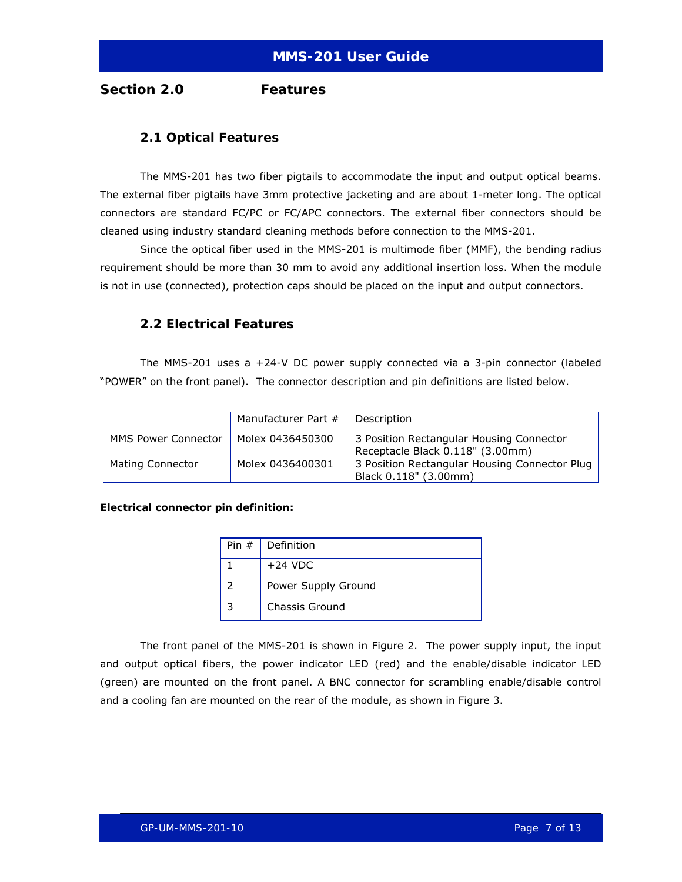## Section 2.0 Features

### 2.1 Optical Features

The MMS-201 has two fiber pigtails to accommodate the input and output optical beams. The external fiber pigtails have 3mm protective jacketing and are about 1-meter long. The optical connectors are standard FC/PC or FC/APC connectors. The external fiber connectors should be cleaned using industry standard cleaning methods before connection to the MMS-201.

Since the optical fiber used in the MMS-201 is multimode fiber (MMF), the bending radius requirement should be more than 30 mm to avoid any additional insertion loss. When the module is not in use (connected), protection caps should be placed on the input and output connectors.

### 2.2 Electrical Features

The MMS-201 uses a +24-V DC power supply connected via a 3-pin connector (labeled “POWER” on the front panel). The connector description and pin definitions are listed below.

| | Manufacturer Part # | Description |
|---|---|---|
| MMS Power Connector | Molex 0436450300 | 3 Position Rectangular Housing Connector Receptacle Black 0.118" (3.00mm) |
| Mating Connector | Molex 0436400301 | 3 Position Rectangular Housing Connector Plug Black 0.118" (3.00mm) |

**Electrical connector pin definition:**

| Pin # | Definition |
|---|---|
| 1 | +24 VDC |
| 2 | Power Supply Ground |
| 3 | Chassis Ground |

The front panel of the MMS-201 is shown in Figure 2. The power supply input, the input and output optical fibers, the power indicator LED (red) and the enable/disable indicator LED (green) are mounted on the front panel. A BNC connector for scrambling enable/disable control and a cooling fan are mounted on the rear of the module, as shown in Figure 3.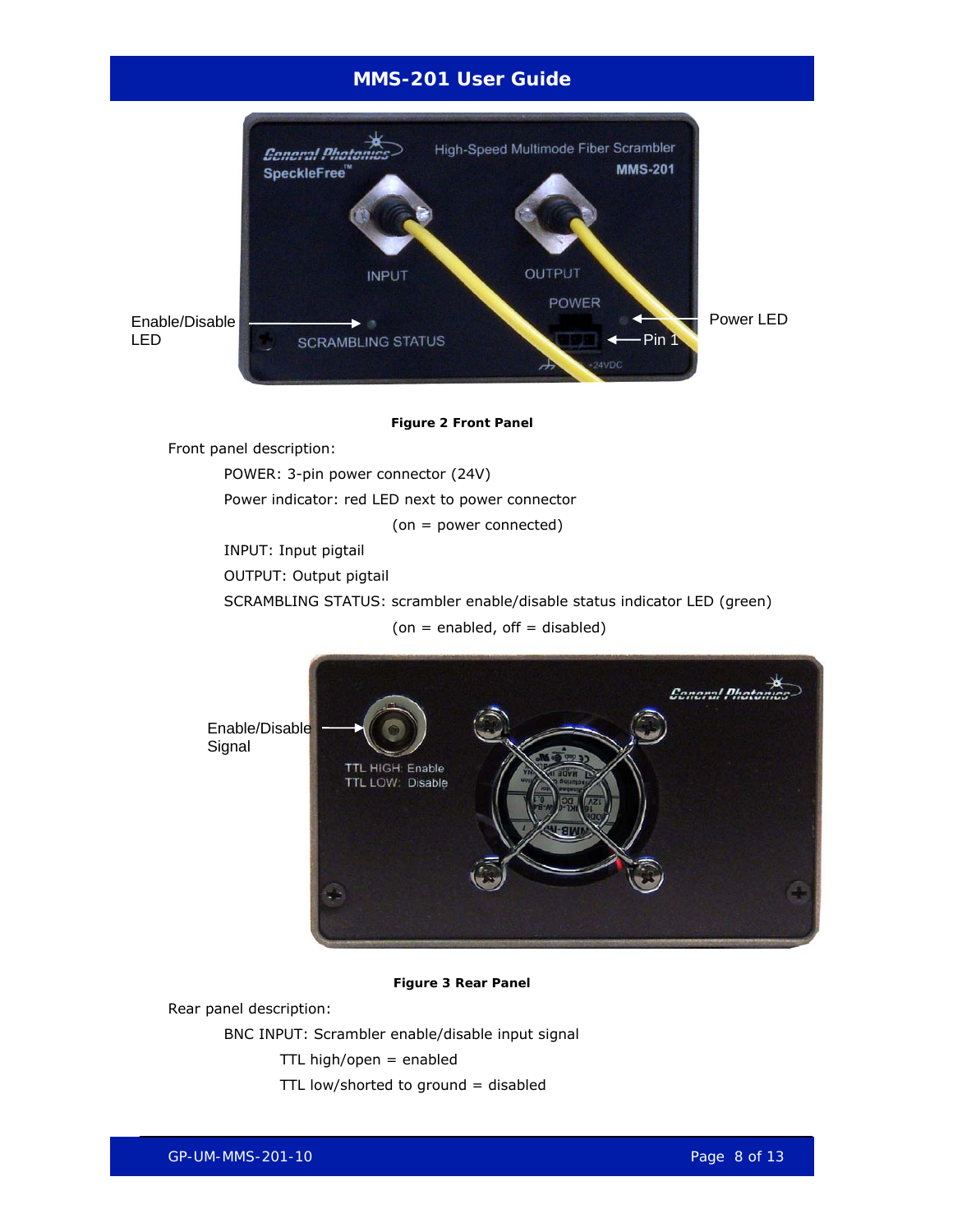**Figure 2 Front Panel**

Front panel description:

POWER: 3-pin power connector (24V)

Power indicator: red LED next to power connector

(on = power connected)

INPUT: Input pigtail

OUTPUT: Output pigtail

SCRAMBLING STATUS: scrambler enable/disable status indicator LED (green)

(on = enabled, off = disabled)

**Figure 3 Rear Panel**

Rear panel description:

BNC INPUT: Scrambler enable/disable input signal

TTL high/open = enabled

TTL low/shorted to ground = disabled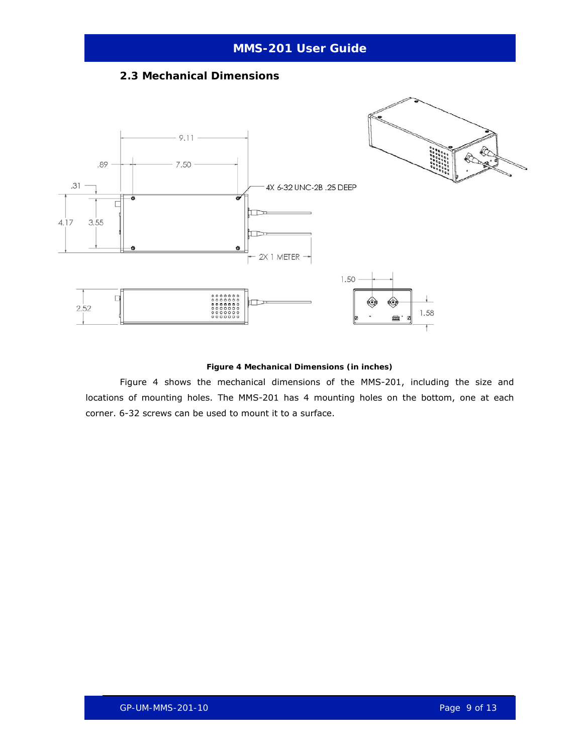## 2.3 Mechanical Dimensions

**Figure 4 Mechanical Dimensions (in inches)**

Figure 4 shows the mechanical dimensions of the MMS-201, including the size and locations of mounting holes. The MMS-201 has 4 mounting holes on the bottom, one at each corner. 6-32 screws can be used to mount it to a surface.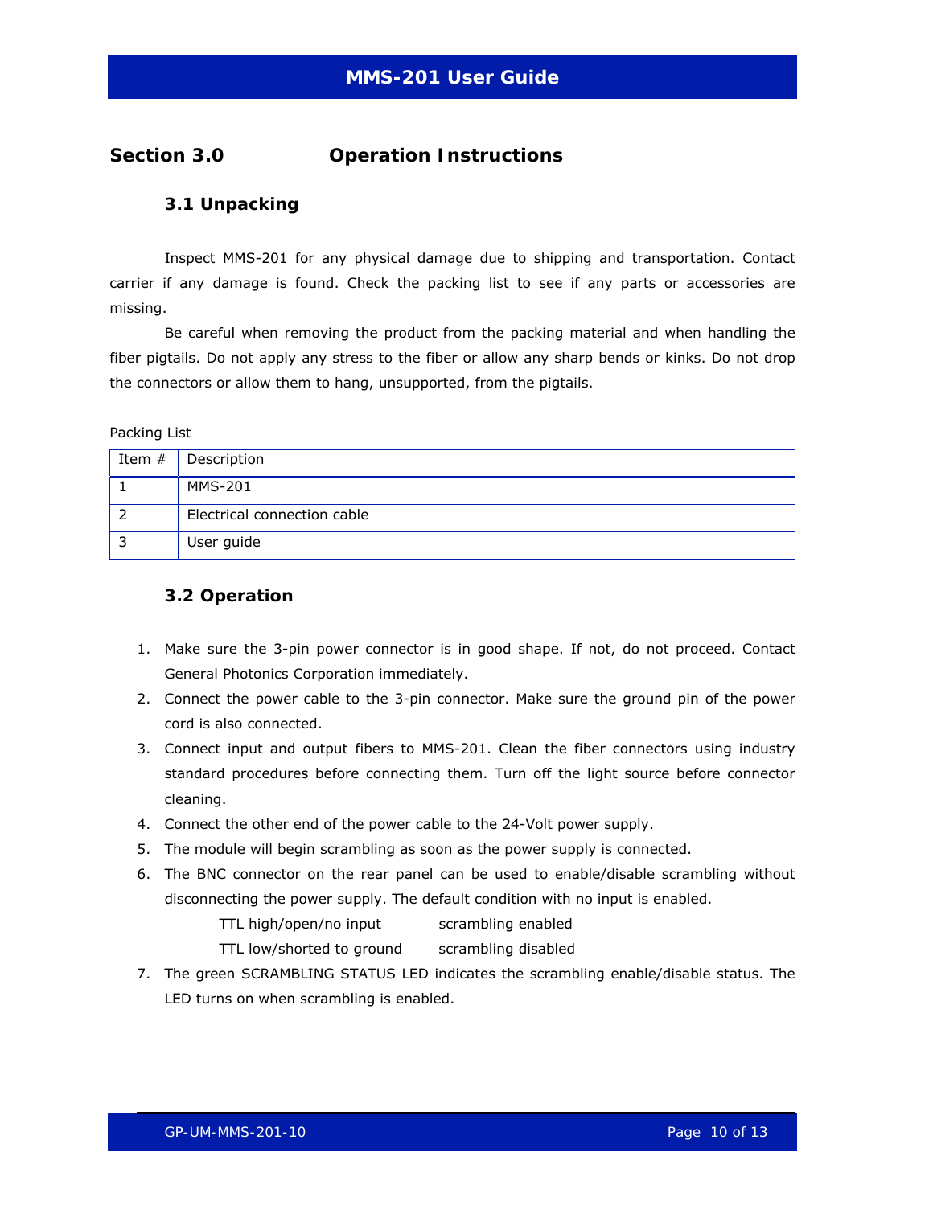# Section 3.0 Operation Instructions

## 3.1 Unpacking

Inspect MMS-201 for any physical damage due to shipping and transportation. Contact carrier if any damage is found. Check the packing list to see if any parts or accessories are missing.

Be careful when removing the product from the packing material and when handling the fiber pigtails. Do not apply any stress to the fiber or allow any sharp bends or kinks. Do not drop the connectors or allow them to hang, unsupported, from the pigtails.

Packing List

| Item # | Description |
|---|---|
| 1 | MMS-201 |
| 2 | Electrical connection cable |
| 3 | User guide |

## 3.2 Operation

1. Make sure the 3-pin power connector is in good shape. If not, do not proceed. Contact General Photonics Corporation immediately.
2. Connect the power cable to the 3-pin connector. Make sure the ground pin of the power cord is also connected.
3. Connect input and output fibers to MMS-201. Clean the fiber connectors using industry standard procedures before connecting them. Turn off the light source before connector cleaning.
4. Connect the other end of the power cable to the 24-Volt power supply.
5. The module will begin scrambling as soon as the power supply is connected.
6. The BNC connector on the rear panel can be used to enable/disable scrambling without disconnecting the power supply. The default condition with no input is enabled.

   | | |
   |---|---|
   | TTL high/open/no input | scrambling enabled |
   | TTL low/shorted to ground | scrambling disabled |

7. The green SCRAMBLING STATUS LED indicates the scrambling enable/disable status. The LED turns on when scrambling is enabled.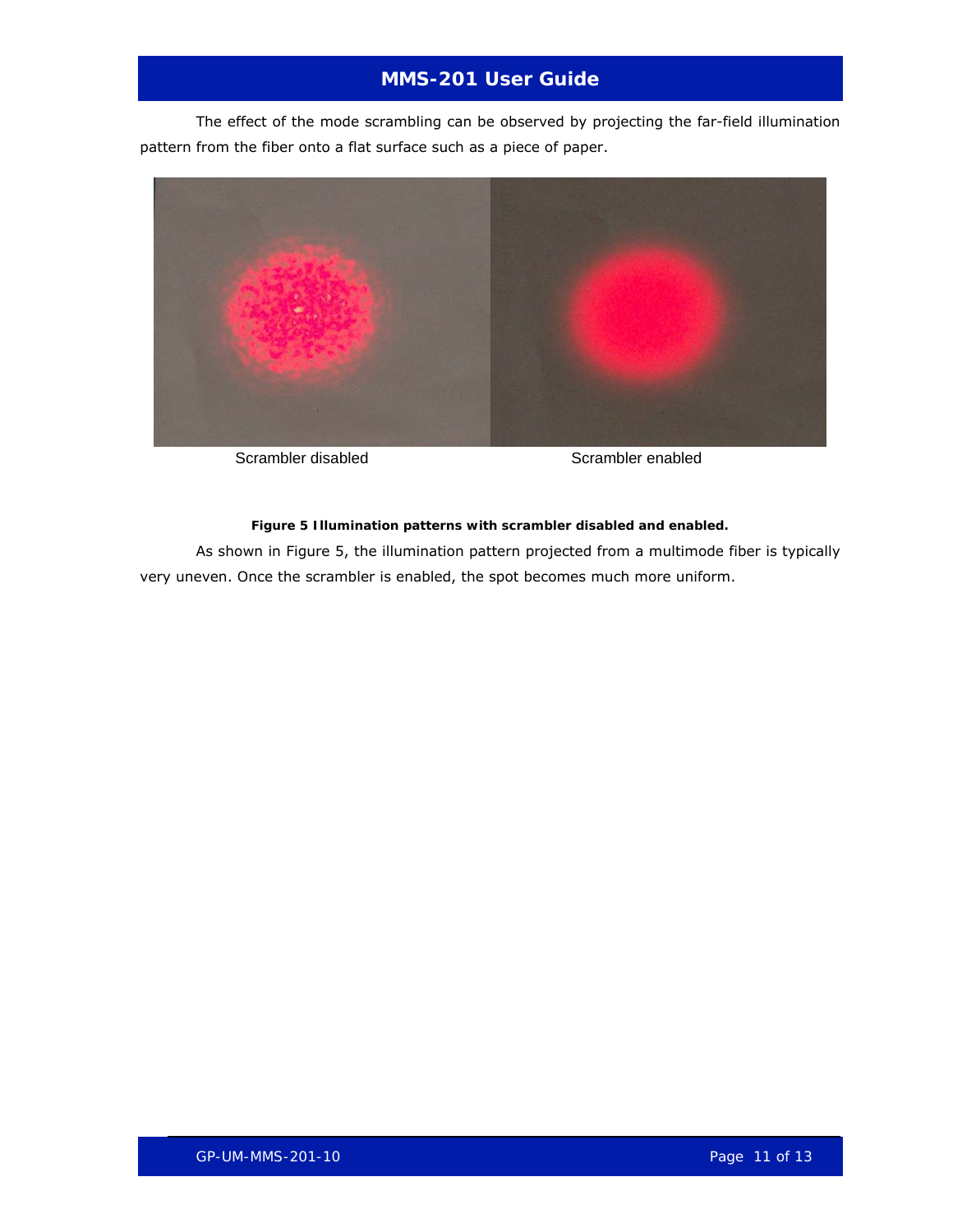The effect of the mode scrambling can be observed by projecting the far-field illumination pattern from the fiber onto a flat surface such as a piece of paper.

Scrambler disabled Scrambler enabled

**Figure 5 Illumination patterns with scrambler disabled and enabled.**

As shown in Figure 5, the illumination pattern projected from a multimode fiber is typically very uneven. Once the scrambler is enabled, the spot becomes much more uniform.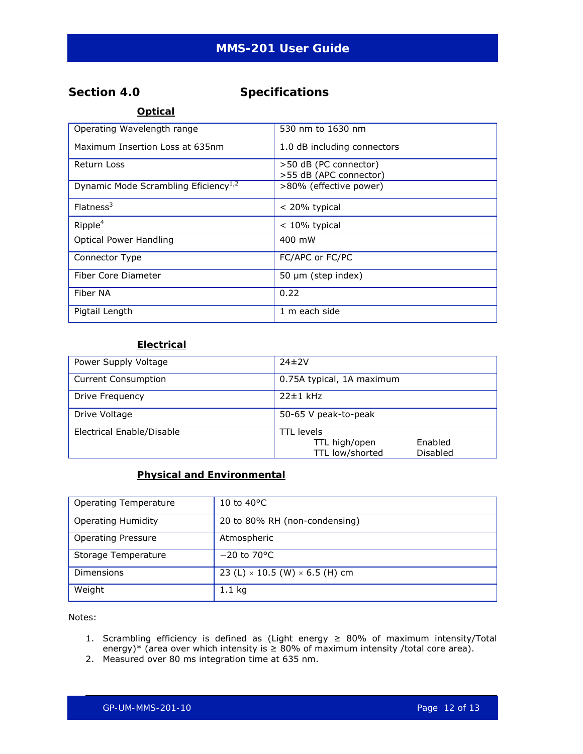## Section 4.0 Specifications

### Optical

| | |
|---|---|
| Operating Wavelength range | 530 nm to 1630 nm |
| Maximum Insertion Loss at 635nm | 1.0 dB including connectors |
| Return Loss | >50 dB (PC connector)<br>>55 dB (APC connector) |
| Dynamic Mode Scrambling Eficiency[1,2] | >80% (effective power) |
| Flatness[3] | < 20% typical |
| Ripple[4] | < 10% typical |
| Optical Power Handling | 400 mW |
| Connector Type | FC/APC or FC/PC |
| Fiber Core Diameter | 50 µm (step index) |
| Fiber NA | 0.22 |
| Pigtail Length | 1 m each side |

### Electrical

| | |
|---|---|
| Power Supply Voltage | 24±2V |
| Current Consumption | 0.75A typical, 1A maximum |
| Drive Frequency | 22±1 kHz |
| Drive Voltage | 50-65 V peak-to-peak |
| Electrical Enable/Disable | TTL levels<br>TTL high/open Enabled<br>TTL low/shorted Disabled |

### Physical and Environmental

| | |
|---|---|
| Operating Temperature | 10 to 40°C |
| Operating Humidity | 20 to 80% RH (non-condensing) |
| Operating Pressure | Atmospheric |
| Storage Temperature | −20 to 70°C |
| Dimensions | 23 (L) × 10.5 (W) × 6.5 (H) cm |
| Weight | 1.1 kg |

Notes:

1. Scrambling efficiency is defined as (Light energy ≥ 80% of maximum intensity/Total energy)* (area over which intensity is ≥ 80% of maximum intensity /total core area).
2. Measured over 80 ms integration time at 635 nm.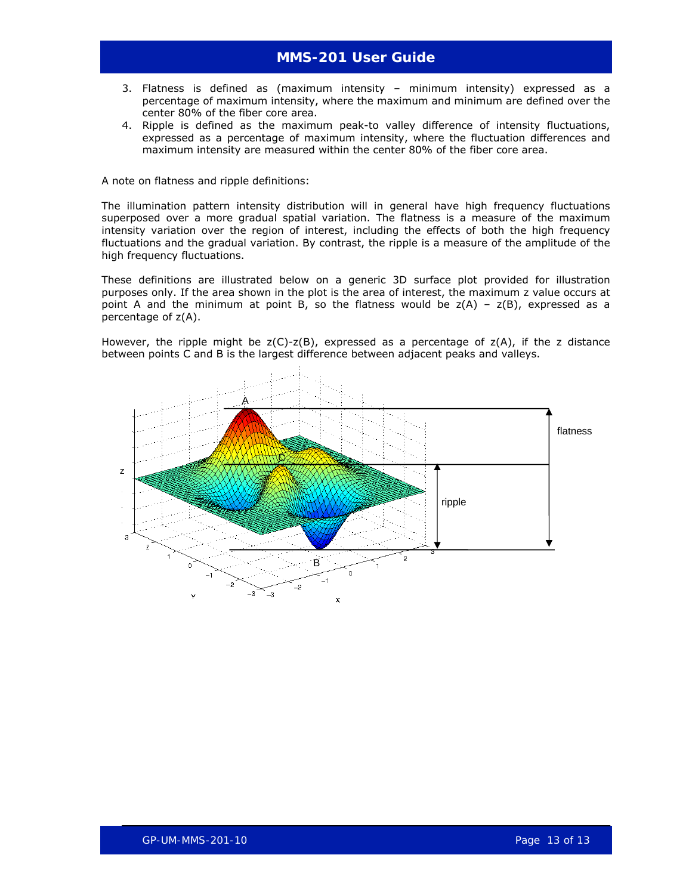3. Flatness is defined as (maximum intensity – minimum intensity) expressed as a percentage of maximum intensity, where the maximum and minimum are defined over the center 80% of the fiber core area.
4. Ripple is defined as the maximum peak-to valley difference of intensity fluctuations, expressed as a percentage of maximum intensity, where the fluctuation differences and maximum intensity are measured within the center 80% of the fiber core area.

A note on flatness and ripple definitions:

The illumination pattern intensity distribution will in general have high frequency fluctuations superposed over a more gradual spatial variation. The flatness is a measure of the maximum intensity variation over the region of interest, including the effects of both the high frequency fluctuations and the gradual variation. By contrast, the ripple is a measure of the amplitude of the high frequency fluctuations.

These definitions are illustrated below on a generic 3D surface plot provided for illustration purposes only. If the area shown in the plot is the area of interest, the maximum z value occurs at point A and the minimum at point B, so the flatness would be z(A) – z(B), expressed as a percentage of z(A).

However, the ripple might be z(C)-z(B), expressed as a percentage of z(A), if the z distance between points C and B is the largest difference between adjacent peaks and valleys.

A

C

B

z

flatness

ripple

3
2
1
0
−1
−2
−3
Y

−3
−2
−1
0
1
2
3
x